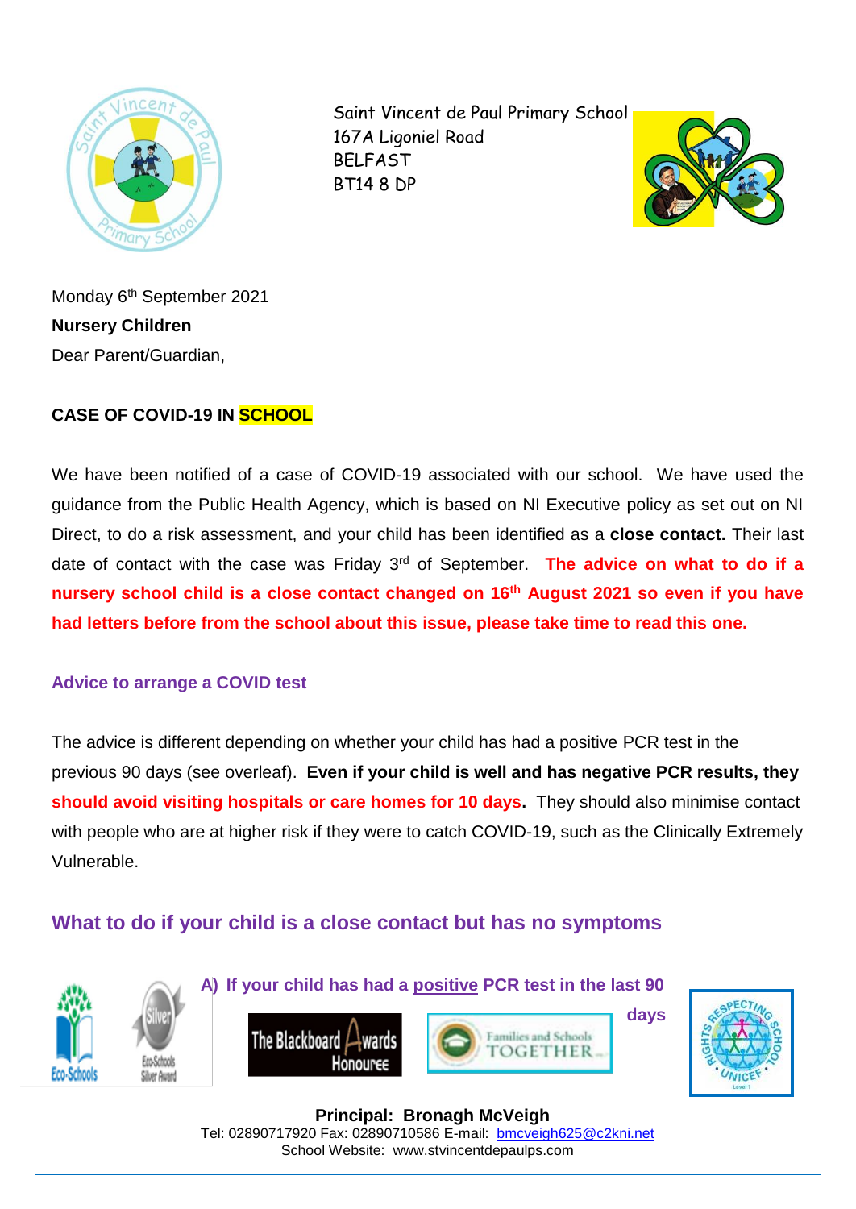Saint Vincent de Paul Primary School
167A Ligoniel Road
BELFAST
BT14 8 DP

Monday 6th September 2021

**Nursery Children**

Dear Parent/Guardian,

**CASE OF COVID-19 IN SCHOOL**

We have been notified of a case of COVID-19 associated with our school. We have used the guidance from the Public Health Agency, which is based on NI Executive policy as set out on NI Direct, to do a risk assessment, and your child has been identified as a **close contact.** Their last date of contact with the case was Friday 3rd of September. **The advice on what to do if a nursery school child is a close contact changed on 16th August 2021 so even if you have had letters before from the school about this issue, please take time to read this one.**

### Advice to arrange a COVID test

The advice is different depending on whether your child has had a positive PCR test in the previous 90 days (see overleaf). **Even if your child is well and has negative PCR results, they should avoid visiting hospitals or care homes for 10 days.** They should also minimise contact with people who are at higher risk if they were to catch COVID-19, such as the Clinically Extremely Vulnerable.

## What to do if your child is a close contact but has no symptoms

**A) If your child has had a positive PCR test in the last 90 days**

**Principal: Bronagh McVeigh**
Tel: 02890717920 Fax: 02890710586 E-mail: bmcveigh625@c2kni.net
School Website: www.stvincentdepaulps.com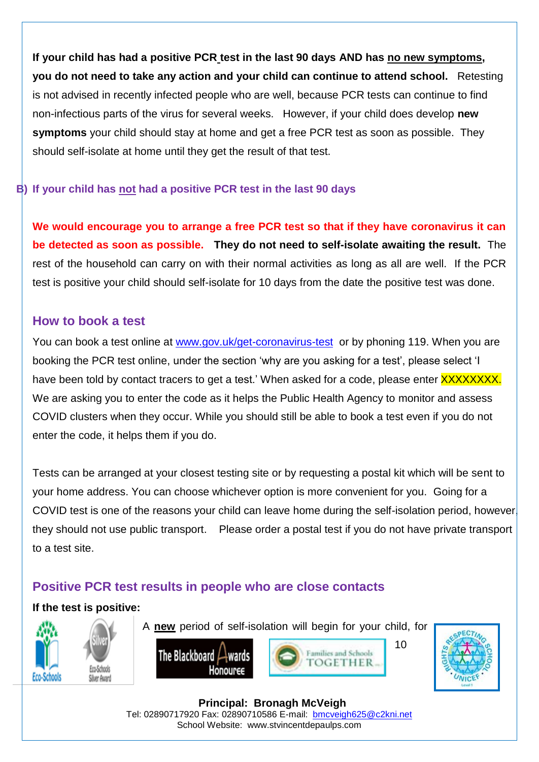**If your child has had a positive PCR test in the last 90 days AND has no new symptoms, you do not need to take any action and your child can continue to attend school.** Retesting is not advised in recently infected people who are well, because PCR tests can continue to find non-infectious parts of the virus for several weeks. However, if your child does develop **new symptoms** your child should stay at home and get a free PCR test as soon as possible. They should self-isolate at home until they get the result of that test.

### B) If your child has not had a positive PCR test in the last 90 days

**We would encourage you to arrange a free PCR test so that if they have coronavirus it can be detected as soon as possible. They do not need to self-isolate awaiting the result.** The rest of the household can carry on with their normal activities as long as all are well. If the PCR test is positive your child should self-isolate for 10 days from the date the positive test was done.

## How to book a test

You can book a test online at www.gov.uk/get-coronavirus-test or by phoning 119. When you are booking the PCR test online, under the section 'why are you asking for a test', please select 'I have been told by contact tracers to get a test.' When asked for a code, please enter XXXXXXXX. We are asking you to enter the code as it helps the Public Health Agency to monitor and assess COVID clusters when they occur. While you should still be able to book a test even if you do not enter the code, it helps them if you do.

Tests can be arranged at your closest testing site or by requesting a postal kit which will be sent to your home address. You can choose whichever option is more convenient for you. Going for a COVID test is one of the reasons your child can leave home during the self-isolation period, however, they should not use public transport. Please order a postal test if you do not have private transport to a test site.

## Positive PCR test results in people who are close contacts

**If the test is positive:**

A **new** period of self-isolation will begin for your child, for 10

**Principal: Bronagh McVeigh**
Tel: 02890717920 Fax: 02890710586 E-mail: bmcveigh625@c2kni.net
School Website: www.stvincentdepaulps.com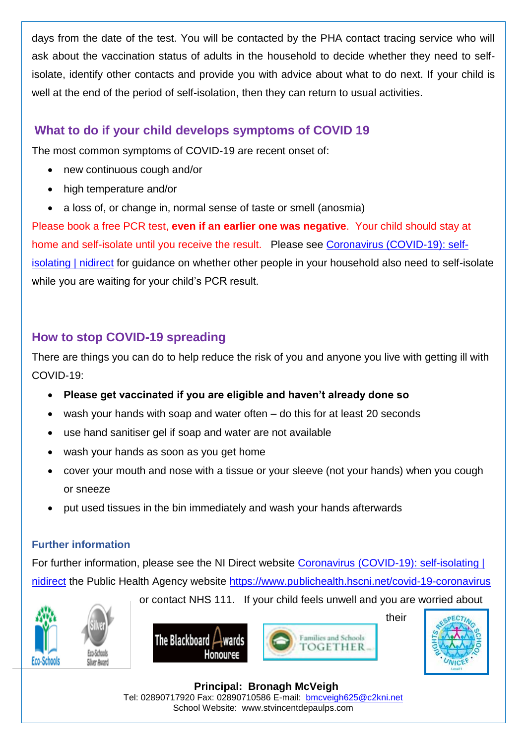days from the date of the test. You will be contacted by the PHA contact tracing service who will ask about the vaccination status of adults in the household to decide whether they need to self-isolate, identify other contacts and provide you with advice about what to do next. If your child is well at the end of the period of self-isolation, then they can return to usual activities.

## What to do if your child develops symptoms of COVID 19

The most common symptoms of COVID-19 are recent onset of:

- new continuous cough and/or
- high temperature and/or
- a loss of, or change in, normal sense of taste or smell (anosmia)

Please book a free PCR test, **even if an earlier one was negative**. Your child should stay at home and self-isolate until you receive the result. Please see [Coronavirus (COVID-19): self-isolating | nidirect] for guidance on whether other people in your household also need to self-isolate while you are waiting for your child's PCR result.

## How to stop COVID-19 spreading

There are things you can do to help reduce the risk of you and anyone you live with getting ill with COVID-19:

- **Please get vaccinated if you are eligible and haven't already done so**
- wash your hands with soap and water often – do this for at least 20 seconds
- use hand sanitiser gel if soap and water are not available
- wash your hands as soon as you get home
- cover your mouth and nose with a tissue or your sleeve (not your hands) when you cough or sneeze
- put used tissues in the bin immediately and wash your hands afterwards

### Further information

For further information, please see the NI Direct website [Coronavirus (COVID-19): self-isolating | nidirect] the Public Health Agency website https://www.publichealth.hscni.net/covid-19-coronavirus or contact NHS 111. If your child feels unwell and you are worried about their

**Principal: Bronagh McVeigh**
Tel: 02890717920 Fax: 02890710586 E-mail: bmcveigh625@c2kni.net
School Website: www.stvincentdepaulps.com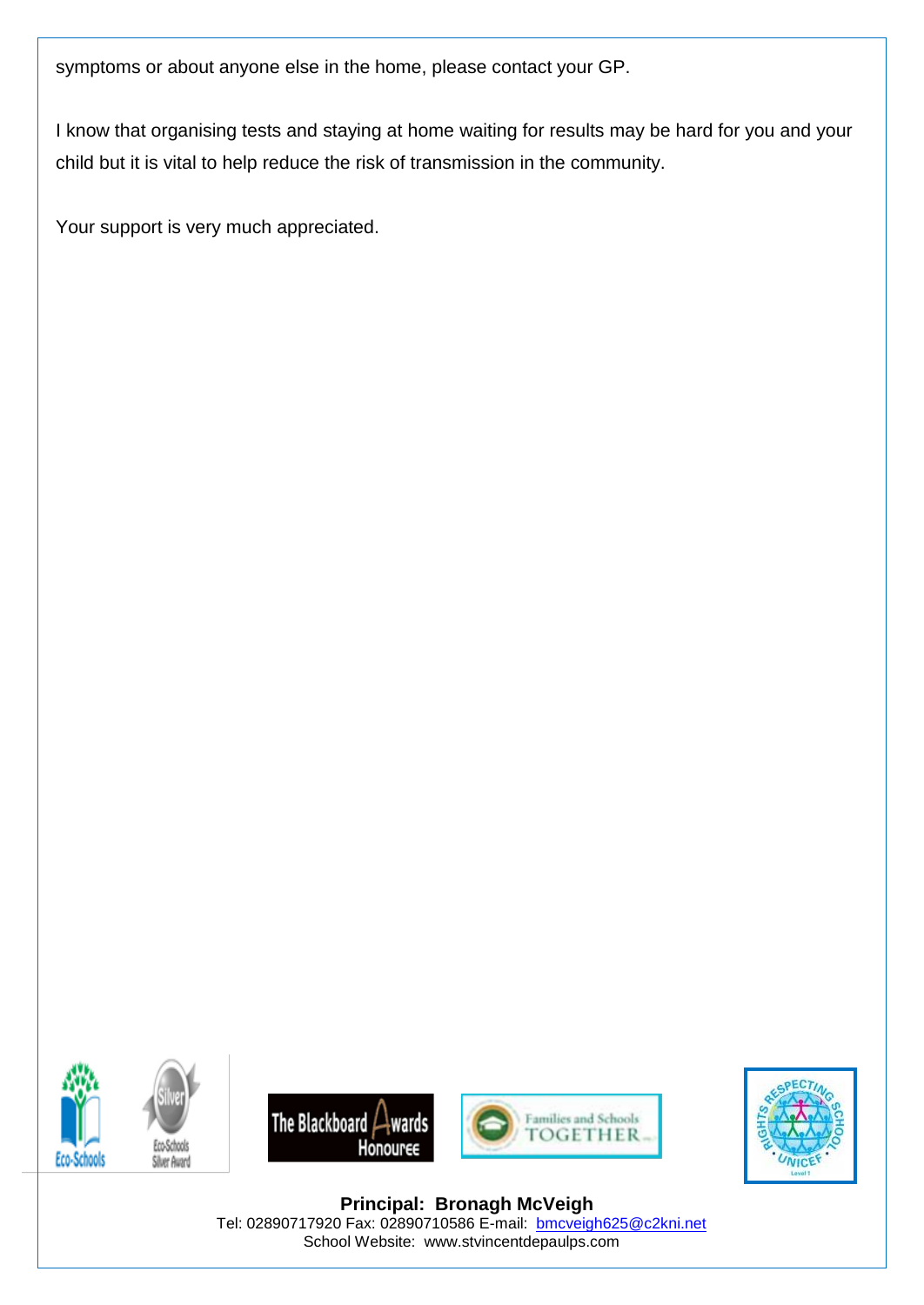symptoms or about anyone else in the home, please contact your GP.

I know that organising tests and staying at home waiting for results may be hard for you and your child but it is vital to help reduce the risk of transmission in the community.

Your support is very much appreciated.

**Principal: Bronagh McVeigh**

Tel: 02890717920 Fax: 02890710586 E-mail: bmcveigh625@c2kni.net

School Website: www.stvincentdepaulps.com